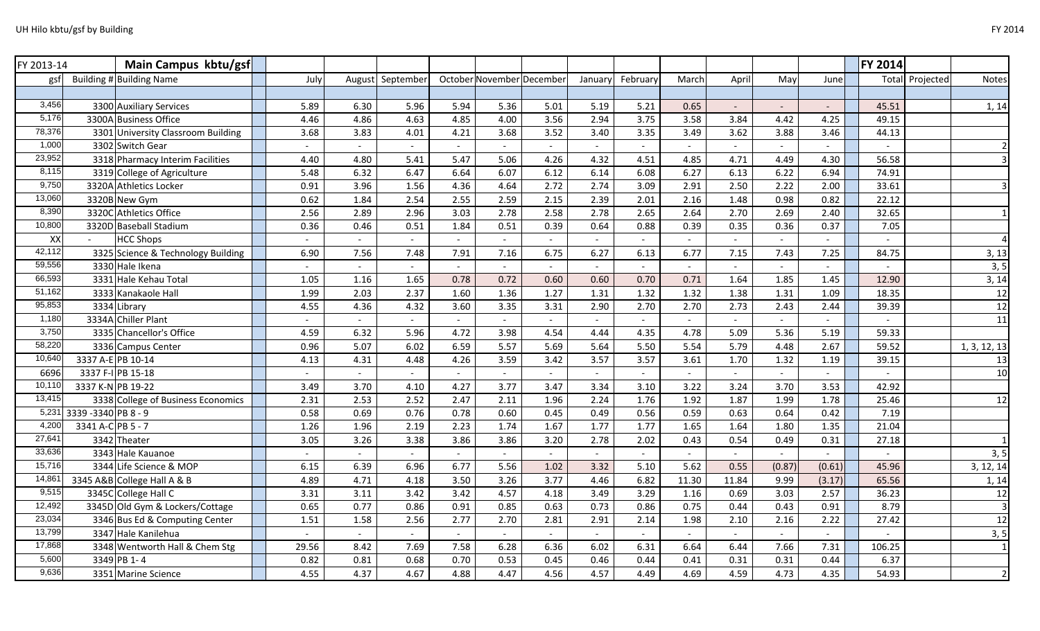| FY 2013-14 | | Main Campus kbtu/gsf | | | | | | | | | | | | | | FY 2014 | | |
|---|---|---|---|---|---|---|---|---|---|---|---|---|---|---|---|---|---|---|
| gsf | Building # | Building Name | | July | August | September | October | November | December | January | February | March | April | May | June | Total | Projected | Notes |
| 3,456 | 3300 | Auxiliary Services | | 5.89 | 6.30 | 5.96 | 5.94 | 5.36 | 5.01 | 5.19 | 5.21 | 0.65 | - | - | - | 45.51 | | 1, 14 |
| 5,176 | 3300A | Business Office | | 4.46 | 4.86 | 4.63 | 4.85 | 4.00 | 3.56 | 2.94 | 3.75 | 3.58 | 3.84 | 4.42 | 4.25 | 49.15 | | |
| 78,376 | 3301 | University Classroom Building | | 3.68 | 3.83 | 4.01 | 4.21 | 3.68 | 3.52 | 3.40 | 3.35 | 3.49 | 3.62 | 3.88 | 3.46 | 44.13 | | |
| 1,000 | 3302 | Switch Gear | | - | - | - | - | - | - | - | - | - | - | - | - | - | | 2 |
| 23,952 | 3318 | Pharmacy Interim Facilities | | 4.40 | 4.80 | 5.41 | 5.47 | 5.06 | 4.26 | 4.32 | 4.51 | 4.85 | 4.71 | 4.49 | 4.30 | 56.58 | | 3 |
| 8,115 | 3319 | College of Agriculture | | 5.48 | 6.32 | 6.47 | 6.64 | 6.07 | 6.12 | 6.14 | 6.08 | 6.27 | 6.13 | 6.22 | 6.94 | 74.91 | | |
| 9,750 | 3320A | Athletics Locker | | 0.91 | 3.96 | 1.56 | 4.36 | 4.64 | 2.72 | 2.74 | 3.09 | 2.91 | 2.50 | 2.22 | 2.00 | 33.61 | | 3 |
| 13,060 | 3320B | New Gym | | 0.62 | 1.84 | 2.54 | 2.55 | 2.59 | 2.15 | 2.39 | 2.01 | 2.16 | 1.48 | 0.98 | 0.82 | 22.12 | | |
| 8,390 | 3320C | Athletics Office | | 2.56 | 2.89 | 2.96 | 3.03 | 2.78 | 2.58 | 2.78 | 2.65 | 2.64 | 2.70 | 2.69 | 2.40 | 32.65 | | 1 |
| 10,800 | 3320D | Baseball Stadium | | 0.36 | 0.46 | 0.51 | 1.84 | 0.51 | 0.39 | 0.64 | 0.88 | 0.39 | 0.35 | 0.36 | 0.37 | 7.05 | | |
| XX | - | HCC Shops | | - | - | - | - | - | - | - | - | - | - | - | - | - | | 4 |
| 42,112 | 3325 | Science & Technology Building | | 6.90 | 7.56 | 7.48 | 7.91 | 7.16 | 6.75 | 6.27 | 6.13 | 6.77 | 7.15 | 7.43 | 7.25 | 84.75 | | 3, 13 |
| 59,556 | 3330 | Hale Ikena | | - | - | - | - | - | - | - | - | - | - | - | - | - | | 3, 5 |
| 66,593 | 3331 | Hale Kehau Total | | 1.05 | 1.16 | 1.65 | 0.78 | 0.72 | 0.60 | 0.60 | 0.70 | 0.71 | 1.64 | 1.85 | 1.45 | 12.90 | | 3, 14 |
| 51,162 | 3333 | Kanakaole Hall | | 1.99 | 2.03 | 2.37 | 1.60 | 1.36 | 1.27 | 1.31 | 1.32 | 1.32 | 1.38 | 1.31 | 1.09 | 18.35 | | 12 |
| 95,853 | 3334 | Library | | 4.55 | 4.36 | 4.32 | 3.60 | 3.35 | 3.31 | 2.90 | 2.70 | 2.70 | 2.73 | 2.43 | 2.44 | 39.39 | | 12 |
| 1,180 | 3334A | Chiller Plant | | - | - | - | - | - | - | - | - | - | - | - | - | - | | 11 |
| 3,750 | 3335 | Chancellor's Office | | 4.59 | 6.32 | 5.96 | 4.72 | 3.98 | 4.54 | 4.44 | 4.35 | 4.78 | 5.09 | 5.36 | 5.19 | 59.33 | | |
| 58,220 | 3336 | Campus Center | | 0.96 | 5.07 | 6.02 | 6.59 | 5.57 | 5.69 | 5.64 | 5.50 | 5.54 | 5.79 | 4.48 | 2.67 | 59.52 | | 1, 3, 12, 13 |
| 10,640 | 3337 A-E | PB 10-14 | | 4.13 | 4.31 | 4.48 | 4.26 | 3.59 | 3.42 | 3.57 | 3.57 | 3.61 | 1.70 | 1.32 | 1.19 | 39.15 | | 13 |
| 6696 | 3337 F-I | PB 15-18 | | - | - | - | - | - | - | - | - | - | - | - | - | - | | 10 |
| 10,110 | 3337 K-N | PB 19-22 | | 3.49 | 3.70 | 4.10 | 4.27 | 3.77 | 3.47 | 3.34 | 3.10 | 3.22 | 3.24 | 3.70 | 3.53 | 42.92 | | |
| 13,415 | 3338 | College of Business Economics | | 2.31 | 2.53 | 2.52 | 2.47 | 2.11 | 1.96 | 2.24 | 1.76 | 1.92 | 1.87 | 1.99 | 1.78 | 25.46 | | 12 |
| 5,231 | 3339 -3340 | PB 8 - 9 | | 0.58 | 0.69 | 0.76 | 0.78 | 0.60 | 0.45 | 0.49 | 0.56 | 0.59 | 0.63 | 0.64 | 0.42 | 7.19 | | |
| 4,200 | 3341 A-C | PB 5 - 7 | | 1.26 | 1.96 | 2.19 | 2.23 | 1.74 | 1.67 | 1.77 | 1.77 | 1.65 | 1.64 | 1.80 | 1.35 | 21.04 | | |
| 27,641 | 3342 | Theater | | 3.05 | 3.26 | 3.38 | 3.86 | 3.86 | 3.20 | 2.78 | 2.02 | 0.43 | 0.54 | 0.49 | 0.31 | 27.18 | | 1 |
| 33,636 | 3343 | Hale Kauanoe | | - | - | - | - | - | - | - | - | - | - | - | - | - | | 3, 5 |
| 15,716 | 3344 | Life Science & MOP | | 6.15 | 6.39 | 6.96 | 6.77 | 5.56 | 1.02 | 3.32 | 5.10 | 5.62 | 0.55 | (0.87) | (0.61) | 45.96 | | 3, 12, 14 |
| 14,861 | 3345 A&B | College Hall A & B | | 4.89 | 4.71 | 4.18 | 3.50 | 3.26 | 3.77 | 4.46 | 6.82 | 11.30 | 11.84 | 9.99 | (3.17) | 65.56 | | 1, 14 |
| 9,515 | 3345C | College Hall C | | 3.31 | 3.11 | 3.42 | 3.42 | 4.57 | 4.18 | 3.49 | 3.29 | 1.16 | 0.69 | 3.03 | 2.57 | 36.23 | | 12 |
| 12,492 | 3345D | Old Gym & Lockers/Cottage | | 0.65 | 0.77 | 0.86 | 0.91 | 0.85 | 0.63 | 0.73 | 0.86 | 0.75 | 0.44 | 0.43 | 0.91 | 8.79 | | 3 |
| 23,034 | 3346 | Bus Ed & Computing Center | | 1.51 | 1.58 | 2.56 | 2.77 | 2.70 | 2.81 | 2.91 | 2.14 | 1.98 | 2.10 | 2.16 | 2.22 | 27.42 | | 12 |
| 13,799 | 3347 | Hale Kanilehua | | - | - | - | - | - | - | - | - | - | - | - | - | - | | 3, 5 |
| 17,868 | 3348 | Wentworth Hall & Chem Stg | | 29.56 | 8.42 | 7.69 | 7.58 | 6.28 | 6.36 | 6.02 | 6.31 | 6.64 | 6.44 | 7.66 | 7.31 | 106.25 | | 1 |
| 5,600 | 3349 | PB 1- 4 | | 0.82 | 0.81 | 0.68 | 0.70 | 0.53 | 0.45 | 0.46 | 0.44 | 0.41 | 0.31 | 0.31 | 0.44 | 6.37 | | |
| 9,636 | 3351 | Marine Science | | 4.55 | 4.37 | 4.67 | 4.88 | 4.47 | 4.56 | 4.57 | 4.49 | 4.69 | 4.59 | 4.73 | 4.35 | 54.93 | | 2 |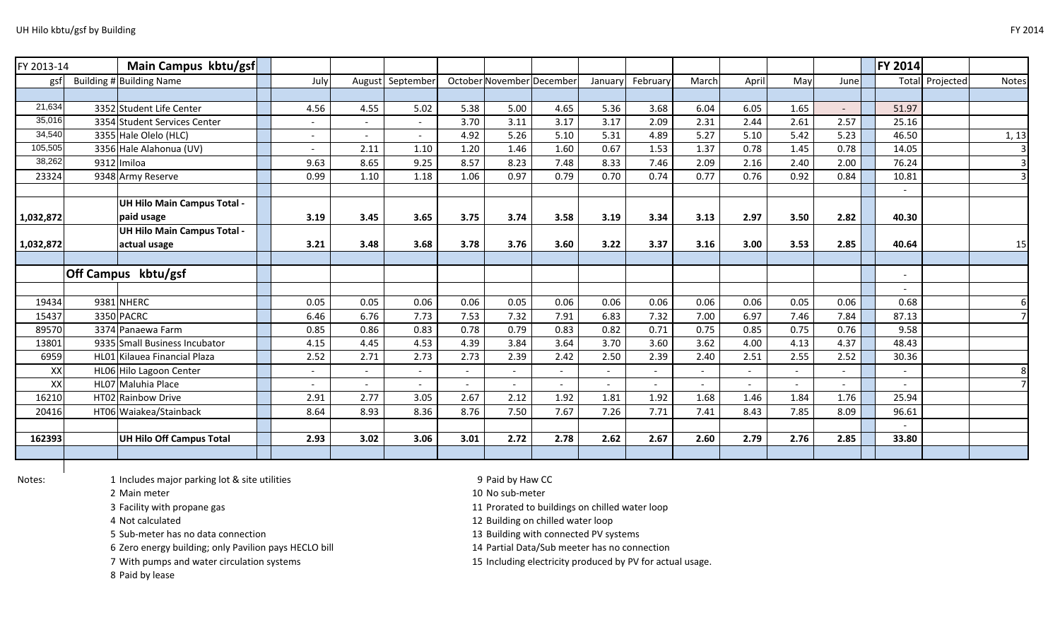| FY 2013-14 | | Main Campus kbtu/gsf | | | | | | | | | | | | | | FY 2014 | | |
|---|---|---|---|---|---|---|---|---|---|---|---|---|---|---|---|---|---|---|
| gsf | Building # | Building Name | | July | August | September | October | November | December | January | February | March | April | May | June | Total | Projected | Notes |
| | | | | | | | | | | | | | | | | | | |
| 21,634 | 3352 | Student Life Center | | 4.56 | 4.55 | 5.02 | 5.38 | 5.00 | 4.65 | 5.36 | 3.68 | 6.04 | 6.05 | 1.65 | - | 51.97 | | |
| 35,016 | 3354 | Student Services Center | | - | - | - | 3.70 | 3.11 | 3.17 | 3.17 | 2.09 | 2.31 | 2.44 | 2.61 | 2.57 | 25.16 | | |
| 34,540 | 3355 | Hale Olelo (HLC) | | - | - | - | 4.92 | 5.26 | 5.10 | 5.31 | 4.89 | 5.27 | 5.10 | 5.42 | 5.23 | 46.50 | | 1, 13 |
| 105,505 | 3356 | Hale Alahonua (UV) | | - | 2.11 | 1.10 | 1.20 | 1.46 | 1.60 | 0.67 | 1.53 | 1.37 | 0.78 | 1.45 | 0.78 | 14.05 | | 3 |
| 38,262 | 9312 | Imiloa | | 9.63 | 8.65 | 9.25 | 8.57 | 8.23 | 7.48 | 8.33 | 7.46 | 2.09 | 2.16 | 2.40 | 2.00 | 76.24 | | 3 |
| 23324 | 9348 | Army Reserve | | 0.99 | 1.10 | 1.18 | 1.06 | 0.97 | 0.79 | 0.70 | 0.74 | 0.77 | 0.76 | 0.92 | 0.84 | 10.81 | | 3 |
| | | | | | | | | | | | | | | | | - | | |
| **1,032,872** | | **UH Hilo Main Campus Total - paid usage** | | **3.19** | **3.45** | **3.65** | **3.75** | **3.74** | **3.58** | **3.19** | **3.34** | **3.13** | **2.97** | **3.50** | **2.82** | **40.30** | | |
| **1,032,872** | | **UH Hilo Main Campus Total - actual usage** | | **3.21** | **3.48** | **3.68** | **3.78** | **3.76** | **3.60** | **3.22** | **3.37** | **3.16** | **3.00** | **3.53** | **2.85** | **40.64** | | 15 |
| | | | | | | | | | | | | | | | | | | |
| | **Off Campus kbtu/gsf** | | | | | | | | | | | | | | | - | | |
| | | | | | | | | | | | | | | | | - | | |
| 19434 | 9381 | NHERC | | 0.05 | 0.05 | 0.06 | 0.06 | 0.05 | 0.06 | 0.06 | 0.06 | 0.06 | 0.06 | 0.05 | 0.06 | 0.68 | | 6 |
| 15437 | 3350 | PACRC | | 6.46 | 6.76 | 7.73 | 7.53 | 7.32 | 7.91 | 6.83 | 7.32 | 7.00 | 6.97 | 7.46 | 7.84 | 87.13 | | 7 |
| 89570 | 3374 | Panaewa Farm | | 0.85 | 0.86 | 0.83 | 0.78 | 0.79 | 0.83 | 0.82 | 0.71 | 0.75 | 0.85 | 0.75 | 0.76 | 9.58 | | |
| 13801 | 9335 | Small Business Incubator | | 4.15 | 4.45 | 4.53 | 4.39 | 3.84 | 3.64 | 3.70 | 3.60 | 3.62 | 4.00 | 4.13 | 4.37 | 48.43 | | |
| 6959 | HL01 | Kilauea Financial Plaza | | 2.52 | 2.71 | 2.73 | 2.73 | 2.39 | 2.42 | 2.50 | 2.39 | 2.40 | 2.51 | 2.55 | 2.52 | 30.36 | | |
| XX | HL06 | Hilo Lagoon Center | | - | - | - | - | - | - | - | - | - | - | - | - | - | | 8 |
| XX | HL07 | Maluhia Place | | - | - | - | - | - | - | - | - | - | - | - | - | - | | 7 |
| 16210 | HT02 | Rainbow Drive | | 2.91 | 2.77 | 3.05 | 2.67 | 2.12 | 1.92 | 1.81 | 1.92 | 1.68 | 1.46 | 1.84 | 1.76 | 25.94 | | |
| 20416 | HT06 | Waiakea/Stainback | | 8.64 | 8.93 | 8.36 | 8.76 | 7.50 | 7.67 | 7.26 | 7.71 | 7.41 | 8.43 | 7.85 | 8.09 | 96.61 | | |
| | | | | | | | | | | | | | | | | - | | |
| **162393** | | **UH Hilo Off Campus Total** | | **2.93** | **3.02** | **3.06** | **3.01** | **2.72** | **2.78** | **2.62** | **2.67** | **2.60** | **2.79** | **2.76** | **2.85** | **33.80** | | |

Notes:

1 Includes major parking lot & site utilities
2 Main meter
3 Facility with propane gas
4 Not calculated
5 Sub-meter has no data connection
6 Zero energy building; only Pavilion pays HECLO bill
7 With pumps and water circulation systems
8 Paid by lease
9 Paid by Haw CC
10 No sub-meter
11 Prorated to buildings on chilled water loop
12 Building on chilled water loop
13 Building with connected PV systems
14 Partial Data/Sub meeter has no connection
15 Including electricity produced by PV for actual usage.